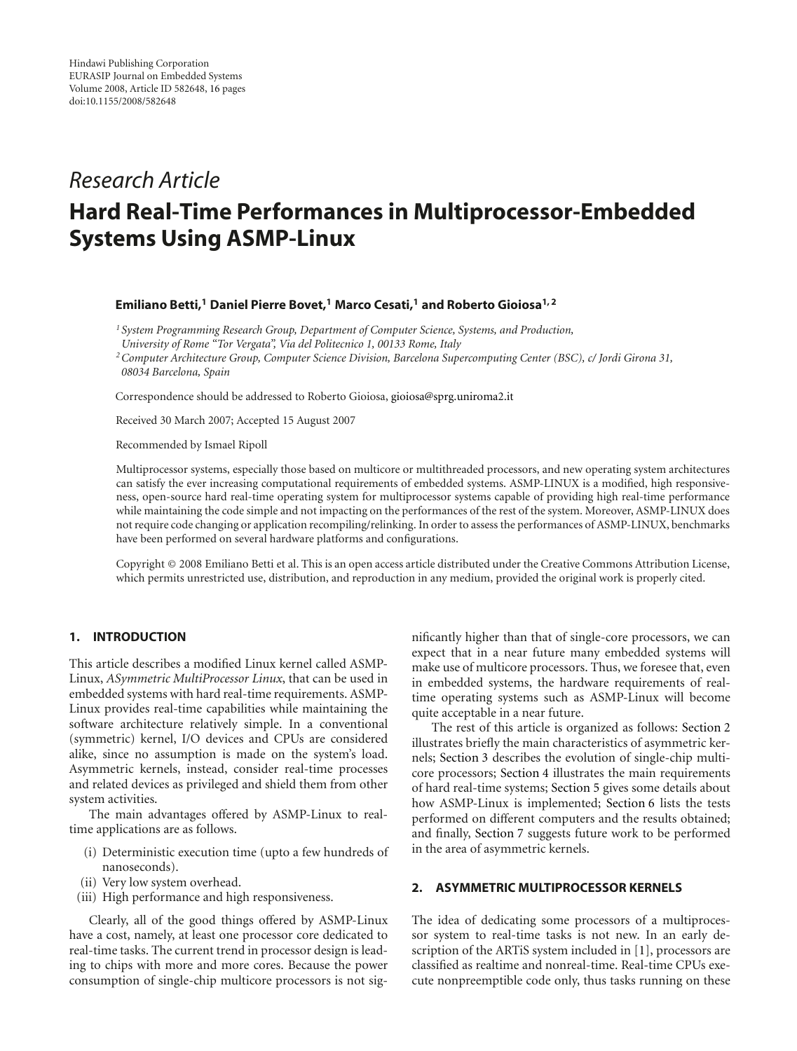Hindawi Publishing Corporation
EURASIP Journal on Embedded Systems
Volume 2008, Article ID 582648, 16 pages
doi:10.1155/2008/582648

*Research Article*

# Hard Real-Time Performances in Multiprocessor-Embedded Systems Using ASMP-Linux

**Emiliano Betti,[1] Daniel Pierre Bovet,[1] Marco Cesati,[1] and Roberto Gioiosa[1, 2]**

[1] *System Programming Research Group, Department of Computer Science, Systems, and Production, University of Rome "Tor Vergata", Via del Politecnico 1, 00133 Rome, Italy*

[2] *Computer Architecture Group, Computer Science Division, Barcelona Supercomputing Center (BSC), c/ Jordi Girona 31, 08034 Barcelona, Spain*

Correspondence should be addressed to Roberto Gioiosa, gioiosa@sprg.uniroma2.it

Received 30 March 2007; Accepted 15 August 2007

Recommended by Ismael Ripoll

Multiprocessor systems, especially those based on multicore or multithreaded processors, and new operating system architectures can satisfy the ever increasing computational requirements of embedded systems. ASMP-LINUX is a modified, high responsiveness, open-source hard real-time operating system for multiprocessor systems capable of providing high real-time performance while maintaining the code simple and not impacting on the performances of the rest of the system. Moreover, ASMP-LINUX does not require code changing or application recompiling/relinking. In order to assess the performances of ASMP-LINUX, benchmarks have been performed on several hardware platforms and configurations.

Copyright © 2008 Emiliano Betti et al. This is an open access article distributed under the Creative Commons Attribution License, which permits unrestricted use, distribution, and reproduction in any medium, provided the original work is properly cited.

## 1. INTRODUCTION

This article describes a modified Linux kernel called ASMP-Linux, *ASymmetric MultiProcessor Linux*, that can be used in embedded systems with hard real-time requirements. ASMP-Linux provides real-time capabilities while maintaining the software architecture relatively simple. In a conventional (symmetric) kernel, I/O devices and CPUs are considered alike, since no assumption is made on the system's load. Asymmetric kernels, instead, consider real-time processes and related devices as privileged and shield them from other system activities.

The main advantages offered by ASMP-Linux to real-time applications are as follows.

(i) Deterministic execution time (upto a few hundreds of nanoseconds).
(ii) Very low system overhead.
(iii) High performance and high responsiveness.

Clearly, all of the good things offered by ASMP-Linux have a cost, namely, at least one processor core dedicated to real-time tasks. The current trend in processor design is leading to chips with more and more cores. Because the power consumption of single-chip multicore processors is not significantly higher than that of single-core processors, we can expect that in a near future many embedded systems will make use of multicore processors. Thus, we foresee that, even in embedded systems, the hardware requirements of real-time operating systems such as ASMP-Linux will become quite acceptable in a near future.

The rest of this article is organized as follows: Section 2 illustrates briefly the main characteristics of asymmetric kernels; Section 3 describes the evolution of single-chip multicore processors; Section 4 illustrates the main requirements of hard real-time systems; Section 5 gives some details about how ASMP-Linux is implemented; Section 6 lists the tests performed on different computers and the results obtained; and finally, Section 7 suggests future work to be performed in the area of asymmetric kernels.

## 2. ASYMMETRIC MULTIPROCESSOR KERNELS

The idea of dedicating some processors of a multiprocessor system to real-time tasks is not new. In an early description of the ARTiS system included in [1], processors are classified as realtime and nonreal-time. Real-time CPUs execute nonpreemptible code only, thus tasks running on these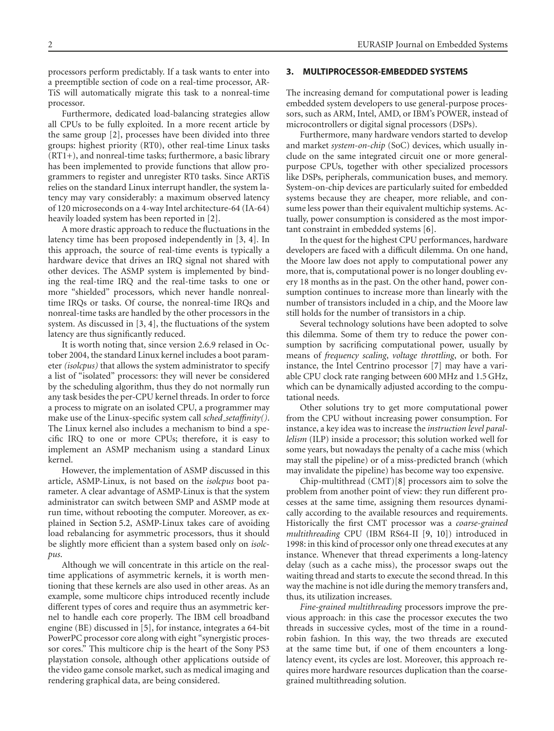processors perform predictably. If a task wants to enter into a preemptible section of code on a real-time processor, ARTiS will automatically migrate this task to a nonreal-time processor.

Furthermore, dedicated load-balancing strategies allow all CPUs to be fully exploited. In a more recent article by the same group [2], processes have been divided into three groups: highest priority (RT0), other real-time Linux tasks (RT1+), and nonreal-time tasks; furthermore, a basic library has been implemented to provide functions that allow programmers to register and unregister RT0 tasks. Since ARTiS relies on the standard Linux interrupt handler, the system latency may vary considerably: a maximum observed latency of 120 microseconds on a 4-way Intel architecture-64 (IA-64) heavily loaded system has been reported in [2].

A more drastic approach to reduce the fluctuations in the latency time has been proposed independently in [3, 4]. In this approach, the source of real-time events is typically a hardware device that drives an IRQ signal not shared with other devices. The ASMP system is implemented by binding the real-time IRQ and the real-time tasks to one or more "shielded" processors, which never handle nonreal-time IRQs or tasks. Of course, the nonreal-time IRQs and nonreal-time tasks are handled by the other processors in the system. As discussed in [3, 4], the fluctuations of the system latency are thus significantly reduced.

It is worth noting that, since version 2.6.9 relased in October 2004, the standard Linux kernel includes a boot parameter *(isolcpus)* that allows the system administrator to specify a list of "isolated" processors: they will never be considered by the scheduling algorithm, thus they do not normally run any task besides the per-CPU kernel threads. In order to force a process to migrate on an isolated CPU, a programmer may make use of the Linux-specific system call *sched_setaffinity()*. The Linux kernel also includes a mechanism to bind a specific IRQ to one or more CPUs; therefore, it is easy to implement an ASMP mechanism using a standard Linux kernel.

However, the implementation of ASMP discussed in this article, ASMP-Linux, is not based on the *isolcpus* boot parameter. A clear advantage of ASMP-Linux is that the system administrator can switch between SMP and ASMP mode at run time, without rebooting the computer. Moreover, as explained in Section 5.2, ASMP-Linux takes care of avoiding load rebalancing for asymmetric processors, thus it should be slightly more efficient than a system based only on *isolcpus*.

Although we will concentrate in this article on the real-time applications of asymmetric kernels, it is worth mentioning that these kernels are also used in other areas. As an example, some multicore chips introduced recently include different types of cores and require thus an asymmetric kernel to handle each core properly. The IBM cell broadband engine (BE) discussed in [5], for instance, integrates a 64-bit PowerPC processor core along with eight "synergistic processor cores." This multicore chip is the heart of the Sony PS3 playstation console, although other applications outside of the video game console market, such as medical imaging and rendering graphical data, are being considered.

## 3. MULTIPROCESSOR-EMBEDDED SYSTEMS

The increasing demand for computational power is leading embedded system developers to use general-purpose processors, such as ARM, Intel, AMD, or IBM's POWER, instead of microcontrollers or digital signal processors (DSPs).

Furthermore, many hardware vendors started to develop and market *system-on-chip* (SoC) devices, which usually include on the same integrated circuit one or more general-purpose CPUs, together with other specialized processors like DSPs, peripherals, communication buses, and memory. System-on-chip devices are particularly suited for embedded systems because they are cheaper, more reliable, and consume less power than their equivalent multichip systems. Actually, power consumption is considered as the most important constraint in embedded systems [6].

In the quest for the highest CPU performances, hardware developers are faced with a difficult dilemma. On one hand, the Moore law does not apply to computational power any more, that is, computational power is no longer doubling every 18 months as in the past. On the other hand, power consumption continues to increase more than linearly with the number of transistors included in a chip, and the Moore law still holds for the number of transistors in a chip.

Several technology solutions have been adopted to solve this dilemma. Some of them try to reduce the power consumption by sacrificing computational power, usually by means of *frequency scaling*, *voltage throttling*, or both. For instance, the Intel Centrino processor [7] may have a variable CPU clock rate ranging between 600 MHz and 1.5 GHz, which can be dynamically adjusted according to the computational needs.

Other solutions try to get more computational power from the CPU without increasing power consumption. For instance, a key idea was to increase the *instruction level parallelism* (ILP) inside a processor; this solution worked well for some years, but nowadays the penalty of a cache miss (which may stall the pipeline) or of a miss-predicted branch (which may invalidate the pipeline) has become way too expensive.

Chip-multithread (CMT)[8] processors aim to solve the problem from another point of view: they run different processes at the same time, assigning them resources dynamically according to the available resources and requirements. Historically the first CMT processor was a *coarse-grained multithreading* CPU (IBM RS64-II [9, 10]) introduced in 1998: in this kind of processor only one thread executes at any instance. Whenever that thread experiments a long-latency delay (such as a cache miss), the processor swaps out the waiting thread and starts to execute the second thread. In this way the machine is not idle during the memory transfers and, thus, its utilization increases.

*Fine-grained multithreading* processors improve the previous approach: in this case the processor executes the two threads in successive cycles, most of the time in a round-robin fashion. In this way, the two threads are executed at the same time but, if one of them encounters a long-latency event, its cycles are lost. Moreover, this approach requires more hardware resources duplication than the coarse-grained multithreading solution.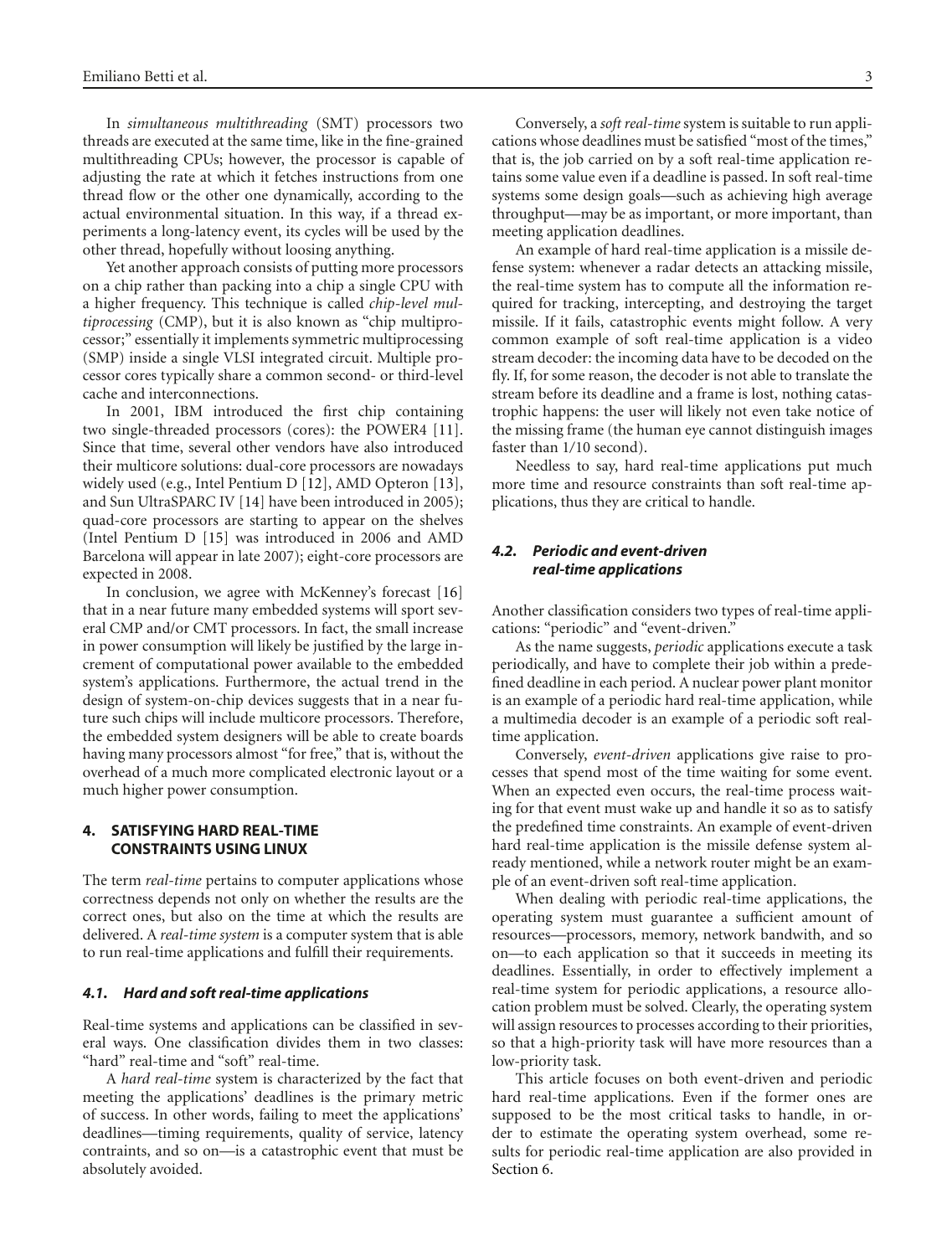In *simultaneous multithreading* (SMT) processors two threads are executed at the same time, like in the fine-grained multithreading CPUs; however, the processor is capable of adjusting the rate at which it fetches instructions from one thread flow or the other one dynamically, according to the actual environmental situation. In this way, if a thread experiments a long-latency event, its cycles will be used by the other thread, hopefully without loosing anything.

Yet another approach consists of putting more processors on a chip rather than packing into a chip a single CPU with a higher frequency. This technique is called *chip-level multiprocessing* (CMP), but it is also known as "chip multiprocessor;" essentially it implements symmetric multiprocessing (SMP) inside a single VLSI integrated circuit. Multiple processor cores typically share a common second- or third-level cache and interconnections.

In 2001, IBM introduced the first chip containing two single-threaded processors (cores): the POWER4 [11]. Since that time, several other vendors have also introduced their multicore solutions: dual-core processors are nowadays widely used (e.g., Intel Pentium D [12], AMD Opteron [13], and Sun UltraSPARC IV [14] have been introduced in 2005); quad-core processors are starting to appear on the shelves (Intel Pentium D [15] was introduced in 2006 and AMD Barcelona will appear in late 2007); eight-core processors are expected in 2008.

In conclusion, we agree with McKenney's forecast [16] that in a near future many embedded systems will sport several CMP and/or CMT processors. In fact, the small increase in power consumption will likely be justified by the large increment of computational power available to the embedded system's applications. Furthermore, the actual trend in the design of system-on-chip devices suggests that in a near future such chips will include multicore processors. Therefore, the embedded system designers will be able to create boards having many processors almost "for free," that is, without the overhead of a much more complicated electronic layout or a much higher power consumption.

## 4. SATISFYING HARD REAL-TIME CONSTRAINTS USING LINUX

The term *real-time* pertains to computer applications whose correctness depends not only on whether the results are the correct ones, but also on the time at which the results are delivered. A *real-time system* is a computer system that is able to run real-time applications and fulfill their requirements.

### 4.1. Hard and soft real-time applications

Real-time systems and applications can be classified in several ways. One classification divides them in two classes: "hard" real-time and "soft" real-time.

A *hard real-time* system is characterized by the fact that meeting the applications' deadlines is the primary metric of success. In other words, failing to meet the applications' deadlines—timing requirements, quality of service, latency contraints, and so on—is a catastrophic event that must be absolutely avoided.

Conversely, a *soft real-time* system is suitable to run applications whose deadlines must be satisfied "most of the times," that is, the job carried on by a soft real-time application retains some value even if a deadline is passed. In soft real-time systems some design goals—such as achieving high average throughput—may be as important, or more important, than meeting application deadlines.

An example of hard real-time application is a missile defense system: whenever a radar detects an attacking missile, the real-time system has to compute all the information required for tracking, intercepting, and destroying the target missile. If it fails, catastrophic events might follow. A very common example of soft real-time application is a video stream decoder: the incoming data have to be decoded on the fly. If, for some reason, the decoder is not able to translate the stream before its deadline and a frame is lost, nothing catastrophic happens: the user will likely not even take notice of the missing frame (the human eye cannot distinguish images faster than 1/10 second).

Needless to say, hard real-time applications put much more time and resource constraints than soft real-time applications, thus they are critical to handle.

### 4.2. Periodic and event-driven real-time applications

Another classification considers two types of real-time applications: "periodic" and "event-driven."

As the name suggests, *periodic* applications execute a task periodically, and have to complete their job within a predefined deadline in each period. A nuclear power plant monitor is an example of a periodic hard real-time application, while a multimedia decoder is an example of a periodic soft real-time application.

Conversely, *event-driven* applications give raise to processes that spend most of the time waiting for some event. When an expected even occurs, the real-time process waiting for that event must wake up and handle it so as to satisfy the predefined time constraints. An example of event-driven hard real-time application is the missile defense system already mentioned, while a network router might be an example of an event-driven soft real-time application.

When dealing with periodic real-time applications, the operating system must guarantee a sufficient amount of resources—processors, memory, network bandwith, and so on—to each application so that it succeeds in meeting its deadlines. Essentially, in order to effectively implement a real-time system for periodic applications, a resource allocation problem must be solved. Clearly, the operating system will assign resources to processes according to their priorities, so that a high-priority task will have more resources than a low-priority task.

This article focuses on both event-driven and periodic hard real-time applications. Even if the former ones are supposed to be the most critical tasks to handle, in order to estimate the operating system overhead, some results for periodic real-time application are also provided in Section 6.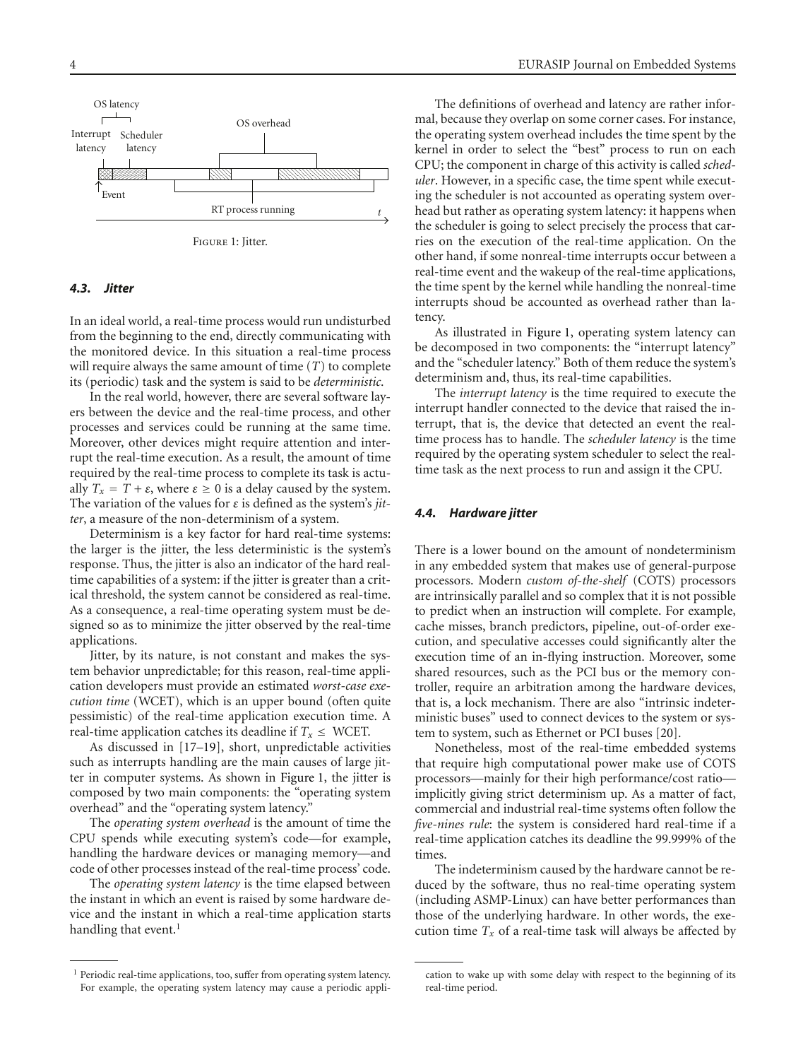OS latency

Interrupt latency

Scheduler latency

OS overhead

Event

RT process running

$t$

Figure 1: Jitter.

### 4.3. Jitter

In an ideal world, a real-time process would run undisturbed from the beginning to the end, directly communicating with the monitored device. In this situation a real-time process will require always the same amount of time ($T$) to complete its (periodic) task and the system is said to be *deterministic*.

In the real world, however, there are several software layers between the device and the real-time process, and other processes and services could be running at the same time. Moreover, other devices might require attention and interrupt the real-time execution. As a result, the amount of time required by the real-time process to complete its task is actually $T_x = T + \varepsilon$, where $\varepsilon \geq 0$ is a delay caused by the system. The variation of the values for $\varepsilon$ is defined as the system's *jitter*, a measure of the non-determinism of a system.

Determinism is a key factor for hard real-time systems: the larger is the jitter, the less deterministic is the system's response. Thus, the jitter is also an indicator of the hard real-time capabilities of a system: if the jitter is greater than a critical threshold, the system cannot be considered as real-time. As a consequence, a real-time operating system must be designed so as to minimize the jitter observed by the real-time applications.

Jitter, by its nature, is not constant and makes the system behavior unpredictable; for this reason, real-time application developers must provide an estimated *worst-case execution time* (WCET), which is an upper bound (often quite pessimistic) of the real-time application execution time. A real-time application catches its deadline if $T_x \leq$ WCET.

As discussed in [17–19], short, unpredictable activities such as interrupts handling are the main causes of large jitter in computer systems. As shown in Figure 1, the jitter is composed by two main components: the "operating system overhead" and the "operating system latency."

The *operating system overhead* is the amount of time the CPU spends while executing system's code—for example, handling the hardware devices or managing memory—and code of other processes instead of the real-time process' code.

The *operating system latency* is the time elapsed between the instant in which an event is raised by some hardware device and the instant in which a real-time application starts handling that event.[1]

The definitions of overhead and latency are rather informal, because they overlap on some corner cases. For instance, the operating system overhead includes the time spent by the kernel in order to select the "best" process to run on each CPU; the component in charge of this activity is called *scheduler*. However, in a specific case, the time spent while executing the scheduler is not accounted as operating system overhead but rather as operating system latency: it happens when the scheduler is going to select precisely the process that carries on the execution of the real-time application. On the other hand, if some nonreal-time interrupts occur between a real-time event and the wakeup of the real-time applications, the time spent by the kernel while handling the nonreal-time interrupts shoud be accounted as overhead rather than latency.

As illustrated in Figure 1, operating system latency can be decomposed in two components: the "interrupt latency" and the "scheduler latency." Both of them reduce the system's determinism and, thus, its real-time capabilities.

The *interrupt latency* is the time required to execute the interrupt handler connected to the device that raised the interrupt, that is, the device that detected an event the real-time process has to handle. The *scheduler latency* is the time required by the operating system scheduler to select the real-time task as the next process to run and assign it the CPU.

### 4.4. Hardware jitter

There is a lower bound on the amount of nondeterminism in any embedded system that makes use of general-purpose processors. Modern *custom of-the-shelf* (COTS) processors are intrinsically parallel and so complex that it is not possible to predict when an instruction will complete. For example, cache misses, branch predictors, pipeline, out-of-order execution, and speculative accesses could significantly alter the execution time of an in-flying instruction. Moreover, some shared resources, such as the PCI bus or the memory controller, require an arbitration among the hardware devices, that is, a lock mechanism. There are also "intrinsic indeterministic buses" used to connect devices to the system or system to system, such as Ethernet or PCI buses [20].

Nonetheless, most of the real-time embedded systems that require high computational power make use of COTS processors—mainly for their high performance/cost ratio—implicitly giving strict determinism up. As a matter of fact, commercial and industrial real-time systems often follow the *five-nines rule*: the system is considered hard real-time if a real-time application catches its deadline the 99.999% of the times.

The indeterminism caused by the hardware cannot be reduced by the software, thus no real-time operating system (including ASMP-Linux) can have better performances than those of the underlying hardware. In other words, the execution time $T_x$ of a real-time task will always be affected by

[1] Periodic real-time applications, too, suffer from operating system latency. For example, the operating system latency may cause a periodic application to wake up with some delay with respect to the beginning of its real-time period.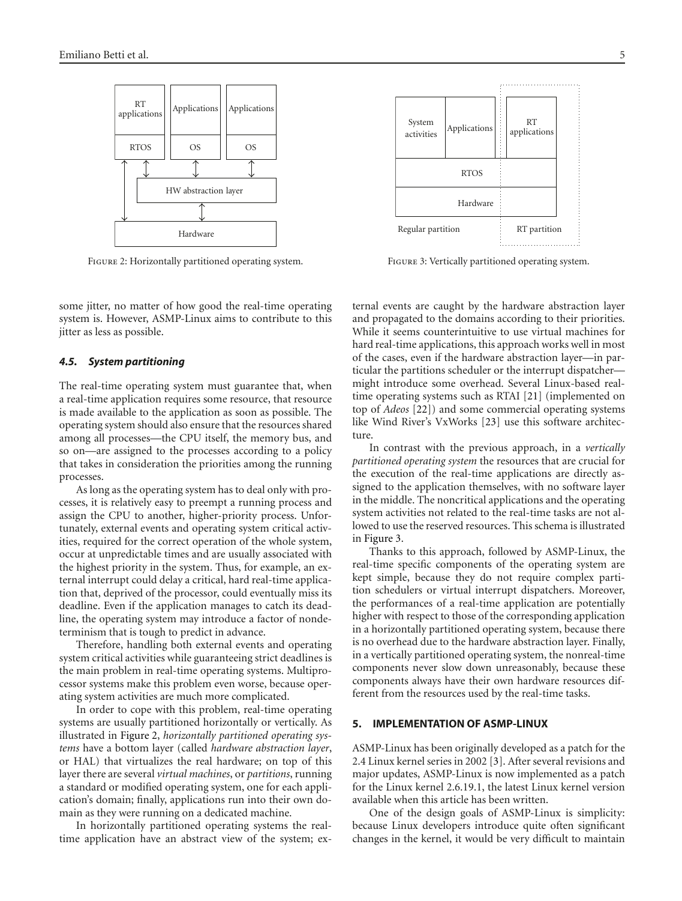RT applications

Applications

Applications

RTOS

OS

OS

HW abstraction layer

Hardware

Figure 2: Horizontally partitioned operating system.

System activities

Applications

RT applications

RTOS

Hardware

Regular partition

RT partition

Figure 3: Vertically partitioned operating system.

some jitter, no matter of how good the real-time operating system is. However, ASMP-Linux aims to contribute to this jitter as less as possible.

### 4.5. System partitioning

The real-time operating system must guarantee that, when a real-time application requires some resource, that resource is made available to the application as soon as possible. The operating system should also ensure that the resources shared among all processes—the CPU itself, the memory bus, and so on—are assigned to the processes according to a policy that takes in consideration the priorities among the running processes.

As long as the operating system has to deal only with processes, it is relatively easy to preempt a running process and assign the CPU to another, higher-priority process. Unfortunately, external events and operating system critical activities, required for the correct operation of the whole system, occur at unpredictable times and are usually associated with the highest priority in the system. Thus, for example, an external interrupt could delay a critical, hard real-time application that, deprived of the processor, could eventually miss its deadline. Even if the application manages to catch its deadline, the operating system may introduce a factor of nondeterminism that is tough to predict in advance.

Therefore, handling both external events and operating system critical activities while guaranteeing strict deadlines is the main problem in real-time operating systems. Multiprocessor systems make this problem even worse, because operating system activities are much more complicated.

In order to cope with this problem, real-time operating systems are usually partitioned horizontally or vertically. As illustrated in Figure 2, *horizontally partitioned operating systems* have a bottom layer (called *hardware abstraction layer*, or HAL) that virtualizes the real hardware; on top of this layer there are several *virtual machines*, or *partitions*, running a standard or modified operating system, one for each application's domain; finally, applications run into their own domain as they were running on a dedicated machine.

In horizontally partitioned operating systems the real-time application have an abstract view of the system; external events are caught by the hardware abstraction layer and propagated to the domains according to their priorities. While it seems counterintuitive to use virtual machines for hard real-time applications, this approach works well in most of the cases, even if the hardware abstraction layer—in particular the partitions scheduler or the interrupt dispatcher—might introduce some overhead. Several Linux-based real-time operating systems such as RTAI [21] (implemented on top of *Adeos* [22]) and some commercial operating systems like Wind River's VxWorks [23] use this software architecture.

In contrast with the previous approach, in a *vertically partitioned operating system* the resources that are crucial for the execution of the real-time applications are directly assigned to the application themselves, with no software layer in the middle. The noncritical applications and the operating system activities not related to the real-time tasks are not allowed to use the reserved resources. This schema is illustrated in Figure 3.

Thanks to this approach, followed by ASMP-Linux, the real-time specific components of the operating system are kept simple, because they do not require complex partition schedulers or virtual interrupt dispatchers. Moreover, the performances of a real-time application are potentially higher with respect to those of the corresponding application in a horizontally partitioned operating system, because there is no overhead due to the hardware abstraction layer. Finally, in a vertically partitioned operating system, the nonreal-time components never slow down unreasonably, because these components always have their own hardware resources different from the resources used by the real-time tasks.

## 5. IMPLEMENTATION OF ASMP-LINUX

ASMP-Linux has been originally developed as a patch for the 2.4 Linux kernel series in 2002 [3]. After several revisions and major updates, ASMP-Linux is now implemented as a patch for the Linux kernel 2.6.19.1, the latest Linux kernel version available when this article has been written.

One of the design goals of ASMP-Linux is simplicity: because Linux developers introduce quite often significant changes in the kernel, it would be very difficult to maintain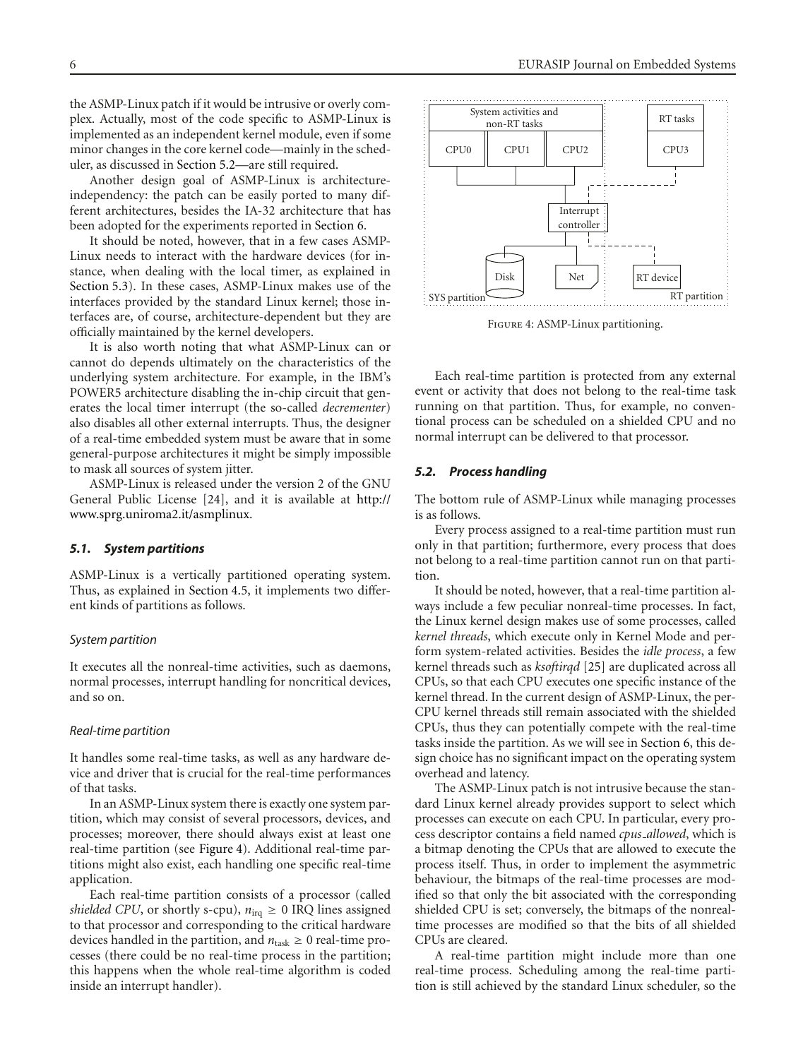the ASMP-Linux patch if it would be intrusive or overly complex. Actually, most of the code specific to ASMP-Linux is implemented as an independent kernel module, even if some minor changes in the core kernel code—mainly in the scheduler, as discussed in Section 5.2—are still required.

Another design goal of ASMP-Linux is architecture-independency: the patch can be easily ported to many different architectures, besides the IA-32 architecture that has been adopted for the experiments reported in Section 6.

It should be noted, however, that in a few cases ASMP-Linux needs to interact with the hardware devices (for instance, when dealing with the local timer, as explained in Section 5.3). In these cases, ASMP-Linux makes use of the interfaces provided by the standard Linux kernel; those interfaces are, of course, architecture-dependent but they are officially maintained by the kernel developers.

It is also worth noting that what ASMP-Linux can or cannot do depends ultimately on the characteristics of the underlying system architecture. For example, in the IBM's POWER5 architecture disabling the in-chip circuit that generates the local timer interrupt (the so-called *decrementer*) also disables all other external interrupts. Thus, the designer of a real-time embedded system must be aware that in some general-purpose architectures it might be simply impossible to mask all sources of system jitter.

ASMP-Linux is released under the version 2 of the GNU General Public License [24], and it is available at http://www.sprg.uniroma2.it/asmplinux.

### *5.1. System partitions*

ASMP-Linux is a vertically partitioned operating system. Thus, as explained in Section 4.5, it implements two different kinds of partitions as follows.

*System partition*

It executes all the nonreal-time activities, such as daemons, normal processes, interrupt handling for noncritical devices, and so on.

*Real-time partition*

It handles some real-time tasks, as well as any hardware device and driver that is crucial for the real-time performances of that tasks.

In an ASMP-Linux system there is exactly one system partition, which may consist of several processors, devices, and processes; moreover, there should always exist at least one real-time partition (see Figure 4). Additional real-time partitions might also exist, each handling one specific real-time application.

Each real-time partition consists of a processor (called *shielded CPU*, or shortly s-cpu), $n_{\text{irq}} \geq 0$ IRQ lines assigned to that processor and corresponding to the critical hardware devices handled in the partition, and $n_{\text{task}} \geq 0$ real-time processes (there could be no real-time process in the partition; this happens when the whole real-time algorithm is coded inside an interrupt handler).

Figure 4: ASMP-Linux partitioning.

Each real-time partition is protected from any external event or activity that does not belong to the real-time task running on that partition. Thus, for example, no conventional process can be scheduled on a shielded CPU and no normal interrupt can be delivered to that processor.

### *5.2. Process handling*

The bottom rule of ASMP-Linux while managing processes is as follows.

Every process assigned to a real-time partition must run only in that partition; furthermore, every process that does not belong to a real-time partition cannot run on that partition.

It should be noted, however, that a real-time partition always include a few peculiar nonreal-time processes. In fact, the Linux kernel design makes use of some processes, called *kernel threads*, which execute only in Kernel Mode and perform system-related activities. Besides the *idle process*, a few kernel threads such as *ksoftirqd* [25] are duplicated across all CPUs, so that each CPU executes one specific instance of the kernel thread. In the current design of ASMP-Linux, the per-CPU kernel threads still remain associated with the shielded CPUs, thus they can potentially compete with the real-time tasks inside the partition. As we will see in Section 6, this design choice has no significant impact on the operating system overhead and latency.

The ASMP-Linux patch is not intrusive because the standard Linux kernel already provides support to select which processes can execute on each CPU. In particular, every process descriptor contains a field named *cpus_allowed*, which is a bitmap denoting the CPUs that are allowed to execute the process itself. Thus, in order to implement the asymmetric behaviour, the bitmaps of the real-time processes are modified so that only the bit associated with the corresponding shielded CPU is set; conversely, the bitmaps of the nonreal-time processes are modified so that the bits of all shielded CPUs are cleared.

A real-time partition might include more than one real-time process. Scheduling among the real-time partition is still achieved by the standard Linux scheduler, so the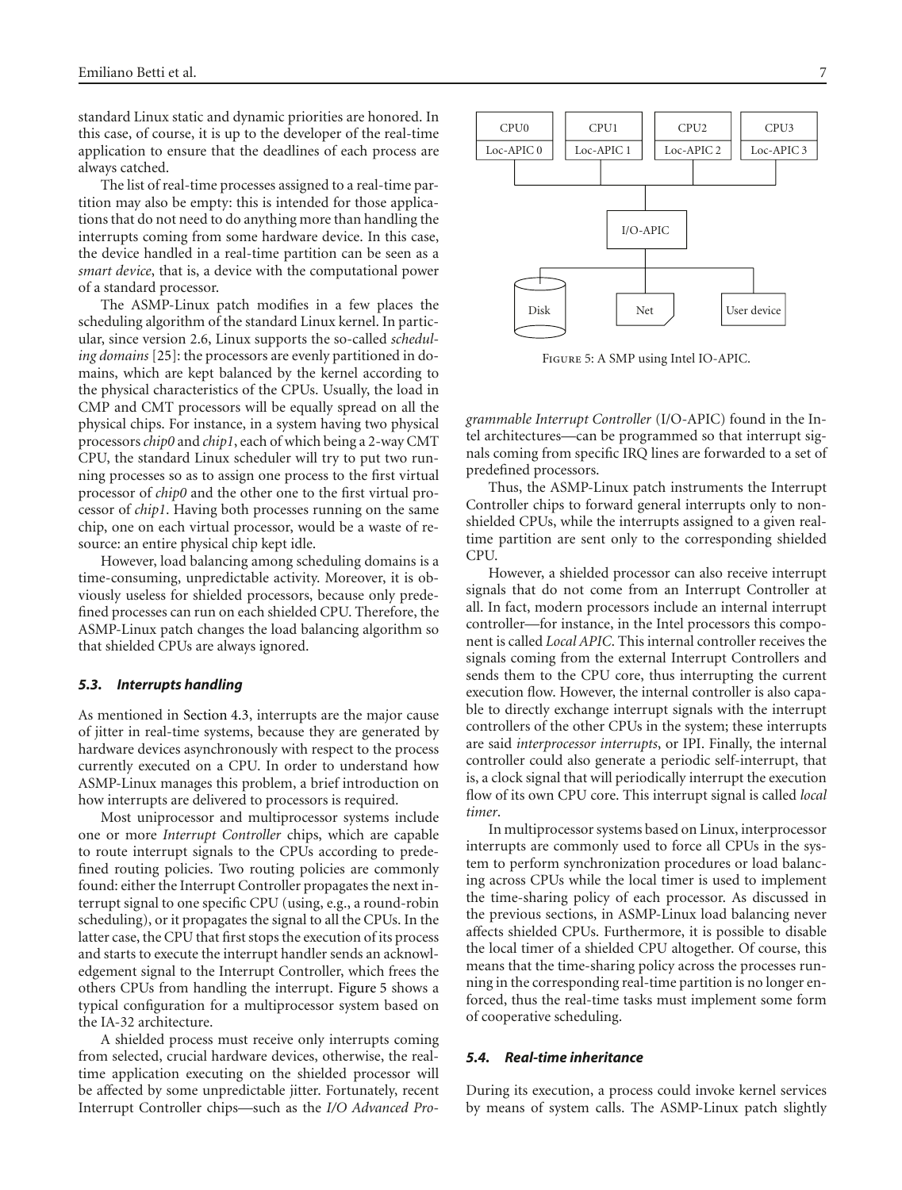standard Linux static and dynamic priorities are honored. In this case, of course, it is up to the developer of the real-time application to ensure that the deadlines of each process are always catched.

The list of real-time processes assigned to a real-time partition may also be empty: this is intended for those applications that do not need to do anything more than handling the interrupts coming from some hardware device. In this case, the device handled in a real-time partition can be seen as a *smart device*, that is, a device with the computational power of a standard processor.

The ASMP-Linux patch modifies in a few places the scheduling algorithm of the standard Linux kernel. In particular, since version 2.6, Linux supports the so-called *scheduling domains* [25]: the processors are evenly partitioned in domains, which are kept balanced by the kernel according to the physical characteristics of the CPUs. Usually, the load in CMP and CMT processors will be equally spread on all the physical chips. For instance, in a system having two physical processors *chip0* and *chip1*, each of which being a 2-way CMT CPU, the standard Linux scheduler will try to put two running processes so as to assign one process to the first virtual processor of *chip0* and the other one to the first virtual processor of *chip1*. Having both processes running on the same chip, one on each virtual processor, would be a waste of resource: an entire physical chip kept idle.

However, load balancing among scheduling domains is a time-consuming, unpredictable activity. Moreover, it is obviously useless for shielded processors, because only predefined processes can run on each shielded CPU. Therefore, the ASMP-Linux patch changes the load balancing algorithm so that shielded CPUs are always ignored.

### 5.3. Interrupts handling

As mentioned in Section 4.3, interrupts are the major cause of jitter in real-time systems, because they are generated by hardware devices asynchronously with respect to the process currently executed on a CPU. In order to understand how ASMP-Linux manages this problem, a brief introduction on how interrupts are delivered to processors is required.

Most uniprocessor and multiprocessor systems include one or more *Interrupt Controller* chips, which are capable to route interrupt signals to the CPUs according to predefined routing policies. Two routing policies are commonly found: either the Interrupt Controller propagates the next interrupt signal to one specific CPU (using, e.g., a round-robin scheduling), or it propagates the signal to all the CPUs. In the latter case, the CPU that first stops the execution of its process and starts to execute the interrupt handler sends an acknowledgement signal to the Interrupt Controller, which frees the others CPUs from handling the interrupt. Figure 5 shows a typical configuration for a multiprocessor system based on the IA-32 architecture.

A shielded process must receive only interrupts coming from selected, crucial hardware devices, otherwise, the real-time application executing on the shielded processor will be affected by some unpredictable jitter. Fortunately, recent Interrupt Controller chips—such as the *I/O Advanced Programmable Interrupt Controller* (I/O-APIC) found in the Intel architectures—can be programmed so that interrupt signals coming from specific IRQ lines are forwarded to a set of predefined processors.

CPU0
Loc-APIC 0
CPU1
Loc-APIC 1
CPU2
Loc-APIC 2
CPU3
Loc-APIC 3
I/O-APIC
Disk
Net
User device

Figure 5: A SMP using Intel IO-APIC.

Thus, the ASMP-Linux patch instruments the Interrupt Controller chips to forward general interrupts only to non-shielded CPUs, while the interrupts assigned to a given real-time partition are sent only to the corresponding shielded CPU.

However, a shielded processor can also receive interrupt signals that do not come from an Interrupt Controller at all. In fact, modern processors include an internal interrupt controller—for instance, in the Intel processors this component is called *Local APIC*. This internal controller receives the signals coming from the external Interrupt Controllers and sends them to the CPU core, thus interrupting the current execution flow. However, the internal controller is also capable to directly exchange interrupt signals with the interrupt controllers of the other CPUs in the system; these interrupts are said *interprocessor interrupts*, or IPI. Finally, the internal controller could also generate a periodic self-interrupt, that is, a clock signal that will periodically interrupt the execution flow of its own CPU core. This interrupt signal is called *local timer*.

In multiprocessor systems based on Linux, interprocessor interrupts are commonly used to force all CPUs in the system to perform synchronization procedures or load balancing across CPUs while the local timer is used to implement the time-sharing policy of each processor. As discussed in the previous sections, in ASMP-Linux load balancing never affects shielded CPUs. Furthermore, it is possible to disable the local timer of a shielded CPU altogether. Of course, this means that the time-sharing policy across the processes running in the corresponding real-time partition is no longer enforced, thus the real-time tasks must implement some form of cooperative scheduling.

### 5.4. Real-time inheritance

During its execution, a process could invoke kernel services by means of system calls. The ASMP-Linux patch slightly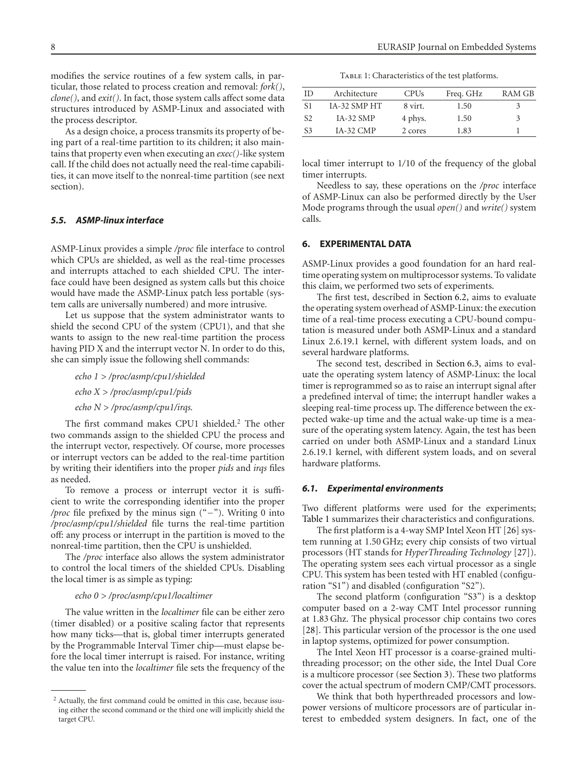modifies the service routines of a few system calls, in particular, those related to process creation and removal: *fork()*, *clone()*, and *exit()*. In fact, those system calls affect some data structures introduced by ASMP-Linux and associated with the process descriptor.

As a design choice, a process transmits its property of being part of a real-time partition to its children; it also maintains that property even when executing an *exec()*-like system call. If the child does not actually need the real-time capabilities, it can move itself to the nonreal-time partition (see next section).

### *5.5. ASMP-linux interface*

ASMP-Linux provides a simple */proc* file interface to control which CPUs are shielded, as well as the real-time processes and interrupts attached to each shielded CPU. The interface could have been designed as system calls but this choice would have made the ASMP-Linux patch less portable (system calls are universally numbered) and more intrusive.

Let us suppose that the system administrator wants to shield the second CPU of the system (CPU1), and that she wants to assign to the new real-time partition the process having PID X and the interrupt vector N. In order to do this, she can simply issue the following shell commands:

*echo 1 > /proc/asmp/cpu1/shielded*

*echo X > /proc/asmp/cpu1/pids*

*echo N > /proc/asmp/cpu1/irqs.*

The first command makes CPU1 shielded.[2] The other two commands assign to the shielded CPU the process and the interrupt vector, respectively. Of course, more processes or interrupt vectors can be added to the real-time partition by writing their identifiers into the proper *pids* and *irqs* files as needed.

To remove a process or interrupt vector it is sufficient to write the corresponding identifier into the proper */proc* file prefixed by the minus sign ("−"). Writing 0 into */proc/asmp/cpu1/shielded* file turns the real-time partition off: any process or interrupt in the partition is moved to the nonreal-time partition, then the CPU is unshielded.

The */proc* interface also allows the system administrator to control the local timers of the shielded CPUs. Disabling the local timer is as simple as typing:

*echo 0 > /proc/asmp/cpu1/localtimer*

The value written in the *localtimer* file can be either zero (timer disabled) or a positive scaling factor that represents how many ticks—that is, global timer interrupts generated by the Programmable Interval Timer chip—must elapse before the local timer interrupt is raised. For instance, writing the value ten into the *localtimer* file sets the frequency of the local timer interrupt to 1/10 of the frequency of the global timer interrupts.

Needless to say, these operations on the */proc* interface of ASMP-Linux can also be performed directly by the User Mode programs through the usual *open()* and *write()* system calls.

## 6. EXPERIMENTAL DATA

ASMP-Linux provides a good foundation for an hard real-time operating system on multiprocessor systems. To validate this claim, we performed two sets of experiments.

The first test, described in Section 6.2, aims to evaluate the operating system overhead of ASMP-Linux: the execution time of a real-time process executing a CPU-bound computation is measured under both ASMP-Linux and a standard Linux 2.6.19.1 kernel, with different system loads, and on several hardware platforms.

The second test, described in Section 6.3, aims to evaluate the operating system latency of ASMP-Linux: the local timer is reprogrammed so as to raise an interrupt signal after a predefined interval of time; the interrupt handler wakes a sleeping real-time process up. The difference between the expected wake-up time and the actual wake-up time is a measure of the operating system latency. Again, the test has been carried on under both ASMP-Linux and a standard Linux 2.6.19.1 kernel, with different system loads, and on several hardware platforms.

### *6.1. Experimental environments*

Two different platforms were used for the experiments; Table 1 summarizes their characteristics and configurations.

Table 1: Characteristics of the test platforms.

| ID | Architecture | CPUs | Freq. GHz | RAM GB |
|---|---|---|---|---|
| S1 | IA-32 SMP HT | 8 virt. | 1.50 | 3 |
| S2 | IA-32 SMP | 4 phys. | 1.50 | 3 |
| S3 | IA-32 CMP | 2 cores | 1.83 | 1 |

The first platform is a 4-way SMP Intel Xeon HT [26] system running at 1.50 GHz; every chip consists of two virtual processors (HT stands for *HyperThreading Technology* [27]). The operating system sees each virtual processor as a single CPU. This system has been tested with HT enabled (configuration "S1") and disabled (configuration "S2").

The second platform (configuration "S3") is a desktop computer based on a 2-way CMT Intel processor running at 1.83 Ghz. The physical processor chip contains two cores [28]. This particular version of the processor is the one used in laptop systems, optimized for power consumption.

The Intel Xeon HT processor is a coarse-grained multi-threading processor; on the other side, the Intel Dual Core is a multicore processor (see Section 3). These two platforms cover the actual spectrum of modern CMP/CMT processors.

We think that both hyperthreaded processors and low-power versions of multicore processors are of particular interest to embedded system designers. In fact, one of the

[2] Actually, the first command could be omitted in this case, because issuing either the second command or the third one will implicitly shield the target CPU.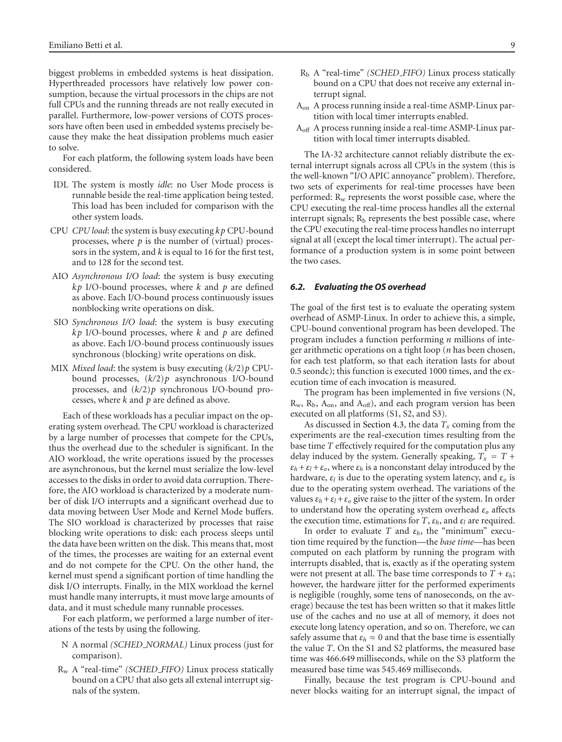biggest problems in embedded systems is heat dissipation. Hyperthreaded processors have relatively low power consumption, because the virtual processors in the chips are not full CPUs and the running threads are not really executed in parallel. Furthermore, low-power versions of COTS processors have often been used in embedded systems precisely because they make the heat dissipation problems much easier to solve.

For each platform, the following system loads have been considered.

- IDL The system is mostly *idle*: no User Mode process is runnable beside the real-time application being tested. This load has been included for comparison with the other system loads.
- CPU *CPU load*: the system is busy executing $kp$ CPU-bound processes, where $p$ is the number of (virtual) processors in the system, and $k$ is equal to 16 for the first test, and to 128 for the second test.
- AIO *Asynchronous I/O load*: the system is busy executing $kp$ I/O-bound processes, where $k$ and $p$ are defined as above. Each I/O-bound process continuously issues nonblocking write operations on disk.
- SIO *Synchronous I/O load*: the system is busy executing $kp$ I/O-bound processes, where $k$ and $p$ are defined as above. Each I/O-bound process continuously issues synchronous (blocking) write operations on disk.
- MIX *Mixed load*: the system is busy executing $(k/2)p$ CPU-bound processes, $(k/2)p$ asynchronous I/O-bound processes, and $(k/2)p$ synchronous I/O-bound processes, where $k$ and $p$ are defined as above.

Each of these workloads has a peculiar impact on the operating system overhead. The CPU workload is characterized by a large number of processes that compete for the CPUs, thus the overhead due to the scheduler is significant. In the AIO workload, the write operations issued by the processes are asynchronous, but the kernel must serialize the low-level accesses to the disks in order to avoid data corruption. Therefore, the AIO workload is characterized by a moderate number of disk I/O interrupts and a significant overhead due to data moving between User Mode and Kernel Mode buffers. The SIO workload is characterized by processes that raise blocking write operations to disk: each process sleeps until the data have been written on the disk. This means that, most of the times, the processes are waiting for an external event and do not compete for the CPU. On the other hand, the kernel must spend a significant portion of time handling the disk I/O interrupts. Finally, in the MIX workload the kernel must handle many interrupts, it must move large amounts of data, and it must schedule many runnable processes.

For each platform, we performed a large number of iterations of the tests by using the following.

- N A normal *(SCHED_NORMAL)* Linux process (just for comparison).
- $R_w$ A "real-time" *(SCHED_FIFO)* Linux process statically bound on a CPU that also gets all extenal interrupt signals of the system.
- $R_b$ A "real-time" *(SCHED_FIFO)* Linux process statically bound on a CPU that does not receive any external interrupt signal.
- $A_{on}$ A process running inside a real-time ASMP-Linux partition with local timer interrupts enabled.
- $A_{off}$ A process running inside a real-time ASMP-Linux partition with local timer interrupts disabled.

The IA-32 architecture cannot reliably distribute the external interrupt signals across all CPUs in the system (this is the well-known "I/O APIC annoyance" problem). Therefore, two sets of experiments for real-time processes have been performed: $R_w$ represents the worst possible case, where the CPU executing the real-time process handles all the external interrupt signals; $R_b$ represents the best possible case, where the CPU executing the real-time process handles no interrupt signal at all (except the local timer interrupt). The actual performance of a production system is in some point between the two cases.

### 6.2. Evaluating the OS overhead

The goal of the first test is to evaluate the operating system overhead of ASMP-Linux. In order to achieve this, a simple, CPU-bound conventional program has been developed. The program includes a function performing $n$ millions of integer arithmetic operations on a tight loop ($n$ has been chosen, for each test platform, so that each iteration lasts for about 0.5 seondc); this function is executed 1000 times, and the execution time of each invocation is measured.

The program has been implemented in five versions (N, $R_w$, $R_b$, $A_{on}$, and $A_{off}$), and each program version has been executed on all platforms (S1, S2, and S3).

As discussed in Section 4.3, the data $T_x$ coming from the experiments are the real-execution times resulting from the base time $T$ effectively required for the computation plus any delay induced by the system. Generally speaking, $T_x = T + \varepsilon_h + \varepsilon_l + \varepsilon_o$, where $\varepsilon_h$ is a nonconstant delay introduced by the hardware, $\varepsilon_l$ is due to the operating system latency, and $\varepsilon_o$ is due to the operating system overhead. The variations of the values $\varepsilon_h + \varepsilon_l + \varepsilon_o$ give raise to the jitter of the system. In order to understand how the operating system overhead $\varepsilon_o$ affects the execution time, estimations for $T$, $\varepsilon_h$, and $\varepsilon_l$ are required.

In order to evaluate $T$ and $\varepsilon_h$, the "minimum" execution time required by the function—the *base time*—has been computed on each platform by running the program with interrupts disabled, that is, exactly as if the operating system were not present at all. The base time corresponds to $T + \varepsilon_h$; however, the hardware jitter for the performed experiments is negligible (roughly, some tens of nanoseconds, on the average) because the test has been written so that it makes little use of the caches and no use at all of memory, it does not execute long latency operation, and so on. Therefore, we can safely assume that $\varepsilon_h \approx 0$ and that the base time is essentially the value $T$. On the S1 and S2 platforms, the measured base time was 466.649 milliseconds, while on the S3 platform the measured base time was 545.469 milliseconds.

Finally, because the test program is CPU-bound and never blocks waiting for an interrupt signal, the impact of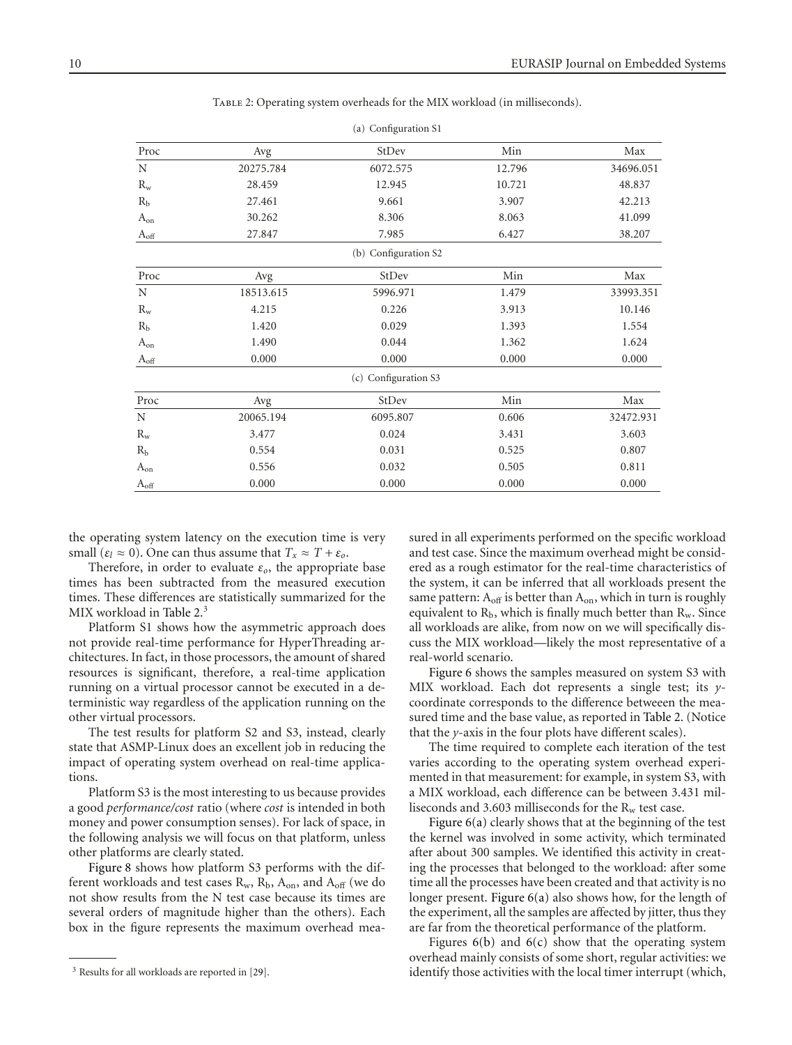Table 2: Operating system overheads for the MIX workload (in milliseconds).

(a) Configuration S1

| Proc | Avg | StDev | Min | Max |
|---|---|---|---|---|
| N | 20275.784 | 6072.575 | 12.796 | 34696.051 |
| $R_w$ | 28.459 | 12.945 | 10.721 | 48.837 |
| $R_b$ | 27.461 | 9.661 | 3.907 | 42.213 |
| $A_{on}$ | 30.262 | 8.306 | 8.063 | 41.099 |
| $A_{off}$ | 27.847 | 7.985 | 6.427 | 38.207 |

(b) Configuration S2

| Proc | Avg | StDev | Min | Max |
|---|---|---|---|---|
| N | 18513.615 | 5996.971 | 1.479 | 33993.351 |
| $R_w$ | 4.215 | 0.226 | 3.913 | 10.146 |
| $R_b$ | 1.420 | 0.029 | 1.393 | 1.554 |
| $A_{on}$ | 1.490 | 0.044 | 1.362 | 1.624 |
| $A_{off}$ | 0.000 | 0.000 | 0.000 | 0.000 |

(c) Configuration S3

| Proc | Avg | StDev | Min | Max |
|---|---|---|---|---|
| N | 20065.194 | 6095.807 | 0.606 | 32472.931 |
| $R_w$ | 3.477 | 0.024 | 3.431 | 3.603 |
| $R_b$ | 0.554 | 0.031 | 0.525 | 0.807 |
| $A_{on}$ | 0.556 | 0.032 | 0.505 | 0.811 |
| $A_{off}$ | 0.000 | 0.000 | 0.000 | 0.000 |

the operating system latency on the execution time is very small ($\varepsilon_l \approx 0$). One can thus assume that $T_x \approx T + \varepsilon_o$.

Therefore, in order to evaluate $\varepsilon_o$, the appropriate base times has been subtracted from the measured execution times. These differences are statistically summarized for the MIX workload in Table 2.[3]

Platform S1 shows how the asymmetric approach does not provide real-time performance for HyperThreading architectures. In fact, in those processors, the amount of shared resources is significant, therefore, a real-time application running on a virtual processor cannot be executed in a deterministic way regardless of the application running on the other virtual processors.

The test results for platform S2 and S3, instead, clearly state that ASMP-Linux does an excellent job in reducing the impact of operating system overhead on real-time applications.

Platform S3 is the most interesting to us because provides a good *performance/cost* ratio (where *cost* is intended in both money and power consumption senses). For lack of space, in the following analysis we will focus on that platform, unless other platforms are clearly stated.

Figure 8 shows how platform S3 performs with the different workloads and test cases $R_w$, $R_b$, $A_{on}$, and $A_{off}$ (we do not show results from the N test case because its times are several orders of magnitude higher than the others). Each box in the figure represents the maximum overhead measured in all experiments performed on the specific workload and test case. Since the maximum overhead might be considered as a rough estimator for the real-time characteristics of the system, it can be inferred that all workloads present the same pattern: $A_{off}$ is better than $A_{on}$, which in turn is roughly equivalent to $R_b$, which is finally much better than $R_w$. Since all workloads are alike, from now on we will specifically discuss the MIX workload—likely the most representative of a real-world scenario.

Figure 6 shows the samples measured on system S3 with MIX workload. Each dot represents a single test; its *y*-coordinate corresponds to the difference betweeen the measured time and the base value, as reported in Table 2. (Notice that the *y*-axis in the four plots have different scales).

The time required to complete each iteration of the test varies according to the operating system overhead experimented in that measurement: for example, in system S3, with a MIX workload, each difference can be between 3.431 milliseconds and 3.603 milliseconds for the $R_w$ test case.

Figure 6(a) clearly shows that at the beginning of the test the kernel was involved in some activity, which terminated after about 300 samples. We identified this activity in creating the processes that belonged to the workload: after some time all the processes have been created and that activity is no longer present. Figure 6(a) also shows how, for the length of the experiment, all the samples are affected by jitter, thus they are far from the theoretical performance of the platform.

Figures 6(b) and 6(c) show that the operating system overhead mainly consists of some short, regular activities: we identify those activities with the local timer interrupt (which,

[3] Results for all workloads are reported in [29].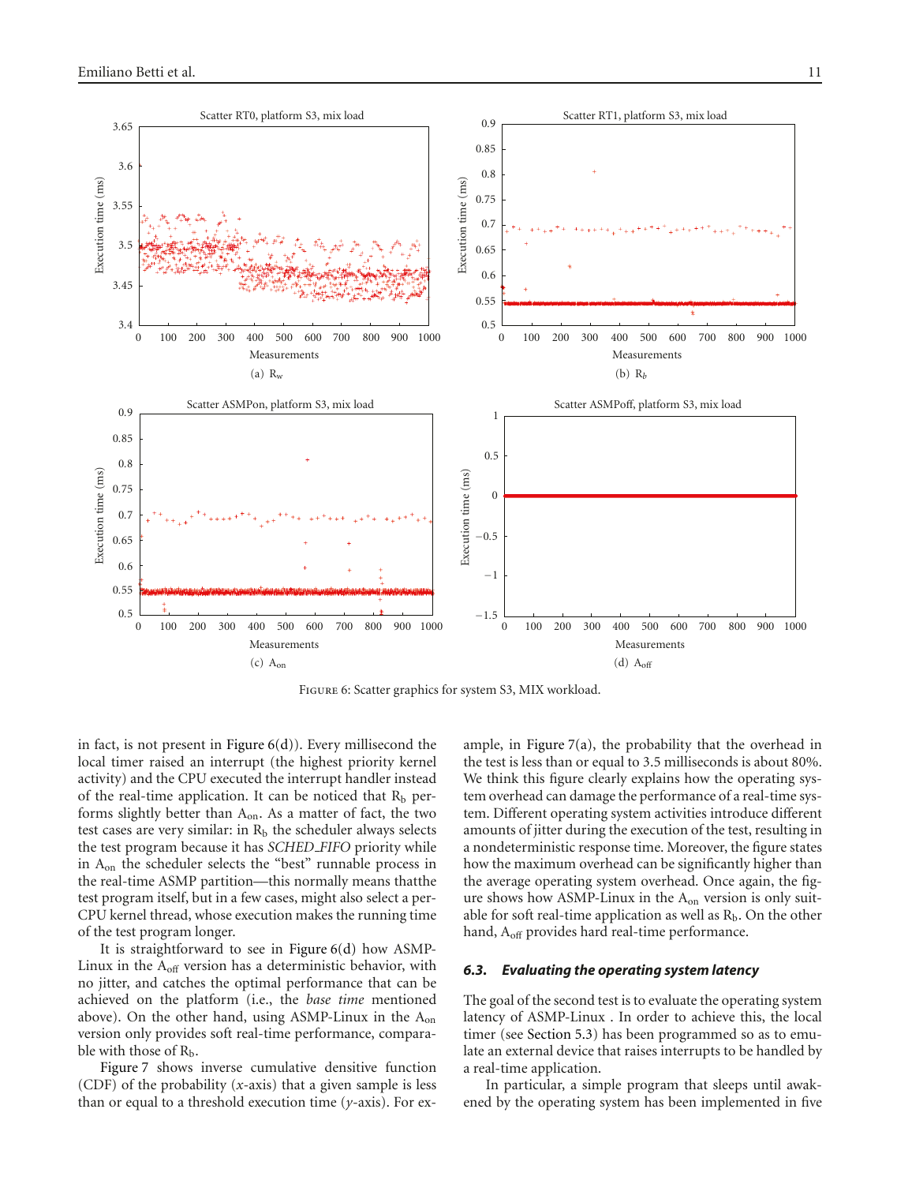Figure 6: Scatter graphics for system S3, MIX workload.

(a) $R_w$

(b) $R_b$

(c) $A_{on}$

(d) $A_{off}$

in fact, is not present in Figure 6(d)). Every millisecond the local timer raised an interrupt (the highest priority kernel activity) and the CPU executed the interrupt handler instead of the real-time application. It can be noticed that $R_b$ performs slightly better than $A_{on}$. As a matter of fact, the two test cases are very similar: in $R_b$ the scheduler always selects the test program because it has *SCHED_FIFO* priority while in $A_{on}$ the scheduler selects the "best" runnable process in the real-time ASMP partition—this normally means thatthe test program itself, but in a few cases, might also select a per-CPU kernel thread, whose execution makes the running time of the test program longer.

It is straightforward to see in Figure 6(d) how ASMP-Linux in the $A_{off}$ version has a deterministic behavior, with no jitter, and catches the optimal performance that can be achieved on the platform (i.e., the *base time* mentioned above). On the other hand, using ASMP-Linux in the $A_{on}$ version only provides soft real-time performance, comparable with those of $R_b$.

Figure 7 shows inverse cumulative densitive function (CDF) of the probability ($x$-axis) that a given sample is less than or equal to a threshold execution time ($y$-axis). For example, in Figure 7(a), the probability that the overhead in the test is less than or equal to 3.5 milliseconds is about 80%. We think this figure clearly explains how the operating system overhead can damage the performance of a real-time system. Different operating system activities introduce different amounts of jitter during the execution of the test, resulting in a nondeterministic response time. Moreover, the figure states how the maximum overhead can be significantly higher than the average operating system overhead. Once again, the figure shows how ASMP-Linux in the $A_{on}$ version is only suitable for soft real-time application as well as $R_b$. On the other hand, $A_{off}$ provides hard real-time performance.

### 6.3. Evaluating the operating system latency

The goal of the second test is to evaluate the operating system latency of ASMP-Linux . In order to achieve this, the local timer (see Section 5.3) has been programmed so as to emulate an external device that raises interrupts to be handled by a real-time application.

In particular, a simple program that sleeps until awakened by the operating system has been implemented in five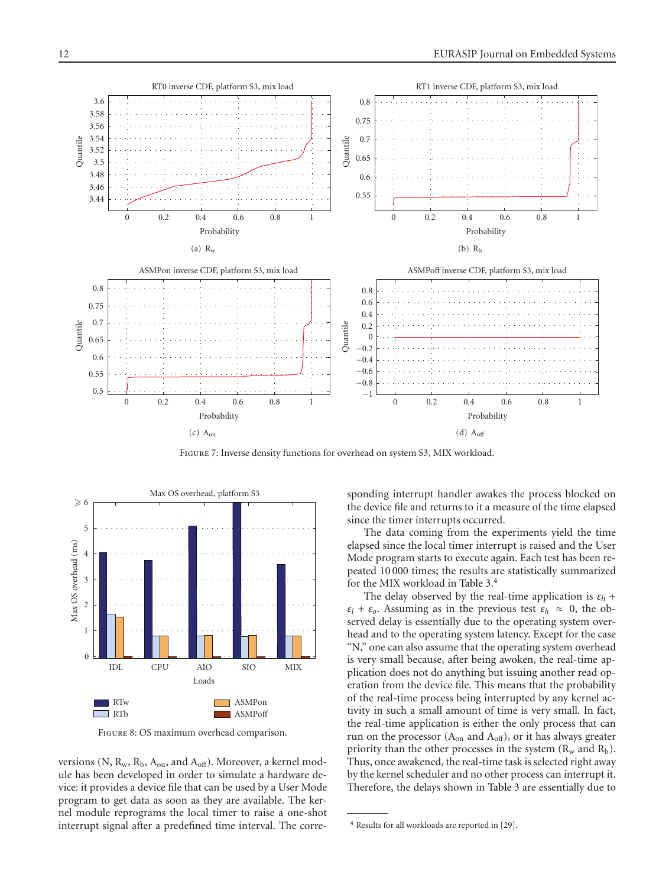FIGURE 7: Inverse density functions for overhead on system S3, MIX workload.

FIGURE 8: OS maximum overhead comparison.

versions (N, $R_w$, $R_b$, $A_{on}$, and $A_{off}$). Moreover, a kernel module has been developed in order to simulate a hardware device: it provides a device file that can be used by a User Mode program to get data as soon as they are available. The kernel module reprograms the local timer to raise a one-shot interrupt signal after a predefined time interval. The corresponding interrupt handler awakes the process blocked on the device file and returns to it a measure of the time elapsed since the timer interrupts occurred.

The data coming from the experiments yield the time elapsed since the local timer interrupt is raised and the User Mode program starts to execute again. Each test has been repeated 10 000 times; the results are statistically summarized for the MIX workload in Table 3.[4]

The delay observed by the real-time application is $\varepsilon_h + \varepsilon_l + \varepsilon_o$. Assuming as in the previous test $\varepsilon_h \approx 0$, the observed delay is essentially due to the operating system overhead and to the operating system latency. Except for the case "N," one can also assume that the operating system overhead is very small because, after being awoken, the real-time application does not do anything but issuing another read operation from the device file. This means that the probability of the real-time process being interrupted by any kernel activity in such a small amount of time is very small. In fact, the real-time application is either the only process that can run on the processor ($A_{on}$ and $A_{off}$), or it has always greater priority than the other processes in the system ($R_w$ and $R_b$). Thus, once awakened, the real-time task is selected right away by the kernel scheduler and no other process can interrupt it. Therefore, the delays shown in Table 3 are essentially due to

[4] Results for all workloads are reported in [29].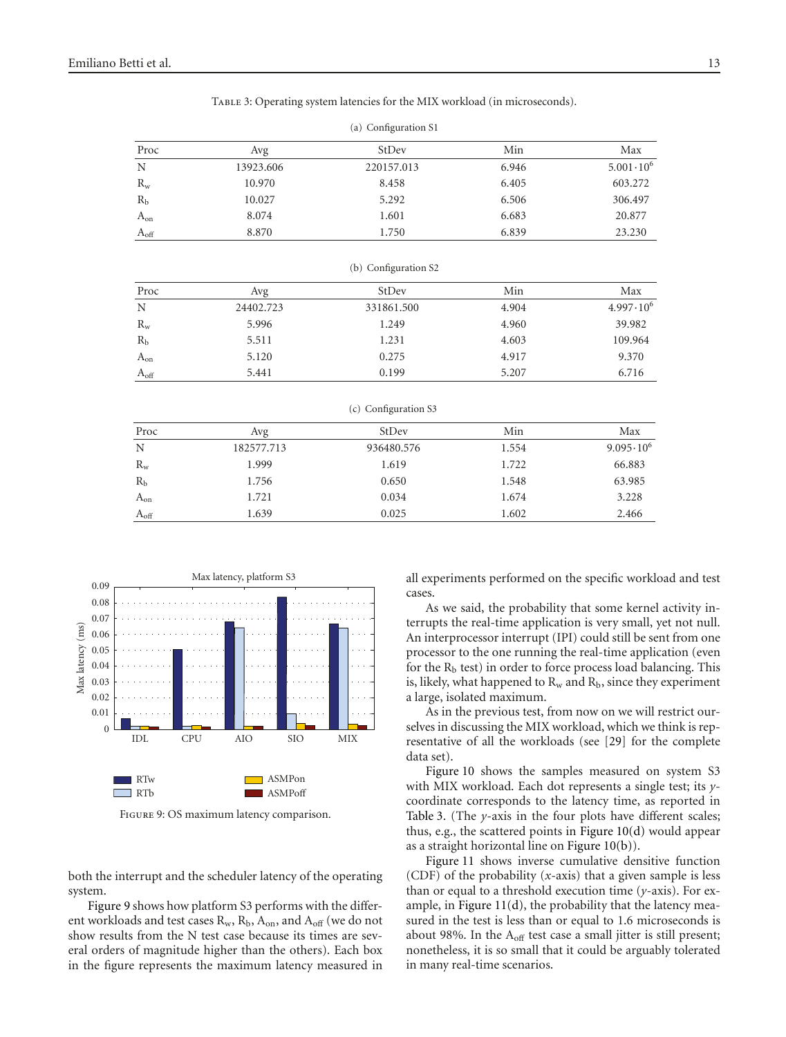Table 3: Operating system latencies for the MIX workload (in microseconds).

(a) Configuration S1

| Proc | Avg | StDev | Min | Max |
|---|---|---|---|---|
| N | 13923.606 | 220157.013 | 6.946 | $5.001 \cdot 10^6$ |
| $R_w$ | 10.970 | 8.458 | 6.405 | 603.272 |
| $R_b$ | 10.027 | 5.292 | 6.506 | 306.497 |
| $A_{on}$ | 8.074 | 1.601 | 6.683 | 20.877 |
| $A_{off}$ | 8.870 | 1.750 | 6.839 | 23.230 |

(b) Configuration S2

| Proc | Avg | StDev | Min | Max |
|---|---|---|---|---|
| N | 24402.723 | 331861.500 | 4.904 | $4.997 \cdot 10^6$ |
| $R_w$ | 5.996 | 1.249 | 4.960 | 39.982 |
| $R_b$ | 5.511 | 1.231 | 4.603 | 109.964 |
| $A_{on}$ | 5.120 | 0.275 | 4.917 | 9.370 |
| $A_{off}$ | 5.441 | 0.199 | 5.207 | 6.716 |

(c) Configuration S3

| Proc | Avg | StDev | Min | Max |
|---|---|---|---|---|
| N | 182577.713 | 936480.576 | 1.554 | $9.095 \cdot 10^6$ |
| $R_w$ | 1.999 | 1.619 | 1.722 | 66.883 |
| $R_b$ | 1.756 | 0.650 | 1.548 | 63.985 |
| $A_{on}$ | 1.721 | 0.034 | 1.674 | 3.228 |
| $A_{off}$ | 1.639 | 0.025 | 1.602 | 2.466 |

Figure 9: OS maximum latency comparison.

both the interrupt and the scheduler latency of the operating system.

Figure 9 shows how platform S3 performs with the different workloads and test cases $R_w$, $R_b$, $A_{on}$, and $A_{off}$ (we do not show results from the N test case because its times are several orders of magnitude higher than the others). Each box in the figure represents the maximum latency measured in all experiments performed on the specific workload and test cases.

As we said, the probability that some kernel activity interrupts the real-time application is very small, yet not null. An interprocessor interrupt (IPI) could still be sent from one processor to the one running the real-time application (even for the $R_b$ test) in order to force process load balancing. This is, likely, what happened to $R_w$ and $R_b$, since they experiment a large, isolated maximum.

As in the previous test, from now on we will restrict ourselves in discussing the MIX workload, which we think is representative of all the workloads (see [29] for the complete data set).

Figure 10 shows the samples measured on system S3 with MIX workload. Each dot represents a single test; its $y$-coordinate corresponds to the latency time, as reported in Table 3. (The $y$-axis in the four plots have different scales; thus, e.g., the scattered points in Figure 10(d) would appear as a straight horizontal line on Figure 10(b)).

Figure 11 shows inverse cumulative densitive function (CDF) of the probability ($x$-axis) that a given sample is less than or equal to a threshold execution time ($y$-axis). For example, in Figure 11(d), the probability that the latency measured in the test is less than or equal to 1.6 microseconds is about 98%. In the $A_{off}$ test case a small jitter is still present; nonetheless, it is so small that it could be arguably tolerated in many real-time scenarios.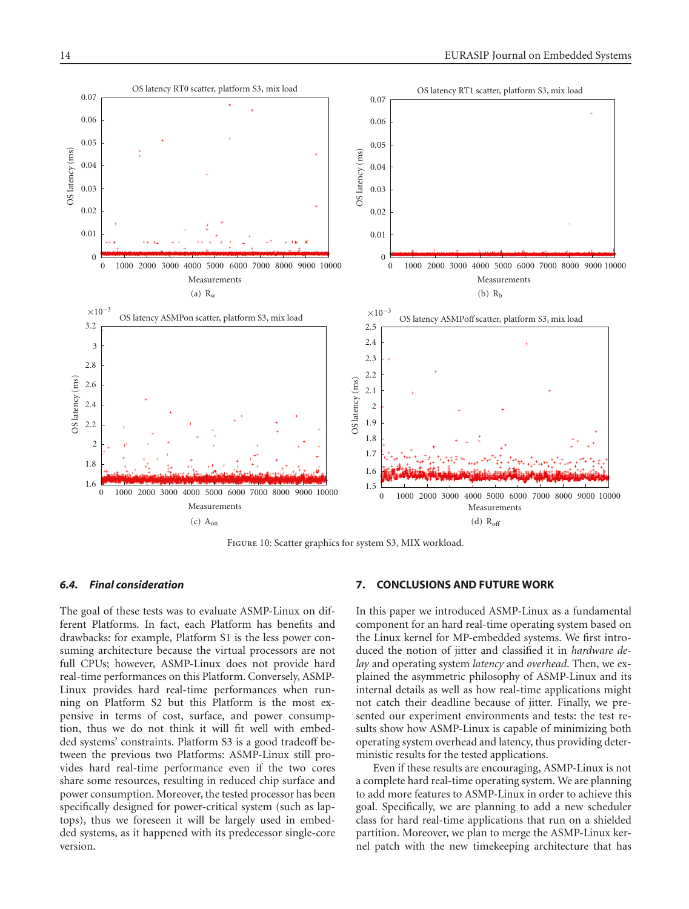(a) $R_w$

(b) $R_b$

(c) $A_{on}$

(d) $R_{off}$

Figure 10: Scatter graphics for system S3, MIX workload.

### 6.4. *Final consideration*

The goal of these tests was to evaluate ASMP-Linux on different Platforms. In fact, each Platform has benefits and drawbacks: for example, Platform S1 is the less power consuming architecture because the virtual processors are not full CPUs; however, ASMP-Linux does not provide hard real-time performances on this Platform. Conversely, ASMP-Linux provides hard real-time performances when running on Platform S2 but this Platform is the most expensive in terms of cost, surface, and power consumption, thus we do not think it will fit well with embedded systems' constraints. Platform S3 is a good tradeoff between the previous two Platforms: ASMP-Linux still provides hard real-time performance even if the two cores share some resources, resulting in reduced chip surface and power consumption. Moreover, the tested processor has been specifically designed for power-critical system (such as laptops), thus we foreseen it will be largely used in embedded systems, as it happened with its predecessor single-core version.

## 7. CONCLUSIONS AND FUTURE WORK

In this paper we introduced ASMP-Linux as a fundamental component for an hard real-time operating system based on the Linux kernel for MP-embedded systems. We first introduced the notion of jitter and classified it in *hardware delay* and operating system *latency* and *overhead*. Then, we explained the asymmetric philosophy of ASMP-Linux and its internal details as well as how real-time applications might not catch their deadline because of jitter. Finally, we presented our experiment environments and tests: the test results show how ASMP-Linux is capable of minimizing both operating system overhead and latency, thus providing deterministic results for the tested applications.

Even if these results are encouraging, ASMP-Linux is not a complete hard real-time operating system. We are planning to add more features to ASMP-Linux in order to achieve this goal. Specifically, we are planning to add a new scheduler class for hard real-time applications that run on a shielded partition. Moreover, we plan to merge the ASMP-Linux kernel patch with the new timekeeping architecture that has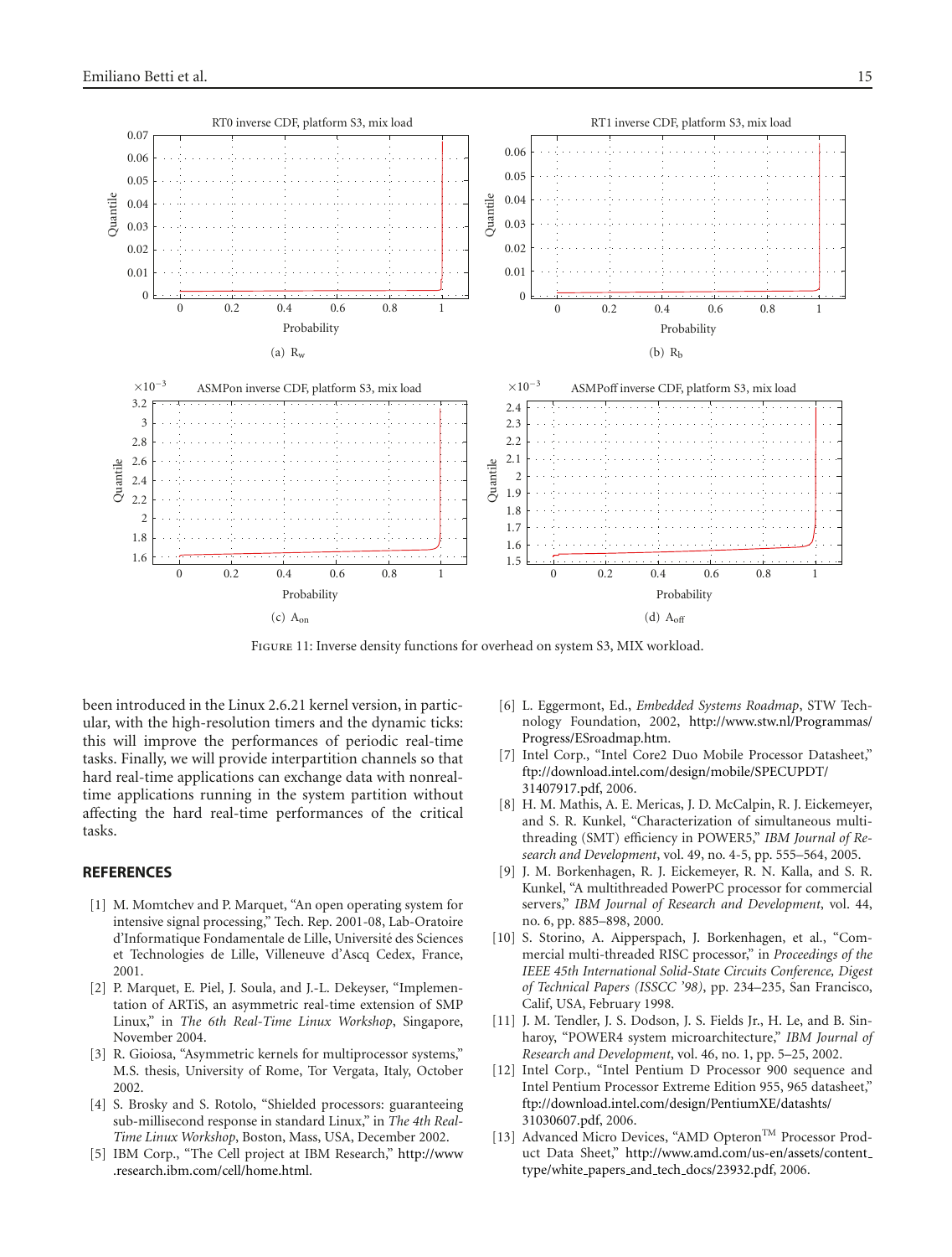(a) $R_w$

(b) $R_b$

(c) $A_{on}$

(d) $A_{off}$

FIGURE 11: Inverse density functions for overhead on system S3, MIX workload.

been introduced in the Linux 2.6.21 kernel version, in particular, with the high-resolution timers and the dynamic ticks: this will improve the performances of periodic real-time tasks. Finally, we will provide interpartition channels so that hard real-time applications can exchange data with nonreal-time applications running in the system partition without affecting the hard real-time performances of the critical tasks.

## REFERENCES

[1] M. Momtchev and P. Marquet, "An open operating system for intensive signal processing," Tech. Rep. 2001-08, Lab-Oratoire d'Informatique Fondamentale de Lille, Université des Sciences et Technologies de Lille, Villeneuve d'Ascq Cedex, France, 2001.

[2] P. Marquet, E. Piel, J. Soula, and J.-L. Dekeyser, "Implementation of ARTiS, an asymmetric real-time extension of SMP Linux," in *The 6th Real-Time Linux Workshop*, Singapore, November 2004.

[3] R. Gioiosa, "Asymmetric kernels for multiprocessor systems," M.S. thesis, University of Rome, Tor Vergata, Italy, October 2002.

[4] S. Brosky and S. Rotolo, "Shielded processors: guaranteeing sub-millisecond response in standard Linux," in *The 4th Real-Time Linux Workshop*, Boston, Mass, USA, December 2002.

[5] IBM Corp., "The Cell project at IBM Research," http://www.research.ibm.com/cell/home.html.

[6] L. Eggermont, Ed., *Embedded Systems Roadmap*, STW Technology Foundation, 2002, http://www.stw.nl/Programmas/Progress/ESroadmap.htm.

[7] Intel Corp., "Intel Core2 Duo Mobile Processor Datasheet," ftp://download.intel.com/design/mobile/SPECUPDT/31407917.pdf, 2006.

[8] H. M. Mathis, A. E. Mericas, J. D. McCalpin, R. J. Eickemeyer, and S. R. Kunkel, "Characterization of simultaneous multithreading (SMT) efficiency in POWER5," *IBM Journal of Research and Development*, vol. 49, no. 4-5, pp. 555–564, 2005.

[9] J. M. Borkenhagen, R. J. Eickemeyer, R. N. Kalla, and S. R. Kunkel, "A multithreaded PowerPC processor for commercial servers," *IBM Journal of Research and Development*, vol. 44, no. 6, pp. 885–898, 2000.

[10] S. Storino, A. Aipperspach, J. Borkenhagen, et al., "Commercial multi-threaded RISC processor," in *Proceedings of the IEEE 45th International Solid-State Circuits Conference, Digest of Technical Papers (ISSCC '98)*, pp. 234–235, San Francisco, Calif, USA, February 1998.

[11] J. M. Tendler, J. S. Dodson, J. S. Fields Jr., H. Le, and B. Sinharoy, "POWER4 system microarchitecture," *IBM Journal of Research and Development*, vol. 46, no. 1, pp. 5–25, 2002.

[12] Intel Corp., "Intel Pentium D Processor 900 sequence and Intel Pentium Processor Extreme Edition 955, 965 datasheet," ftp://download.intel.com/design/PentiumXE/datashts/31030607.pdf, 2006.

[13] Advanced Micro Devices, "AMD Opteron™ Processor Product Data Sheet," http://www.amd.com/us-en/assets/content_type/white_papers_and_tech_docs/23932.pdf, 2006.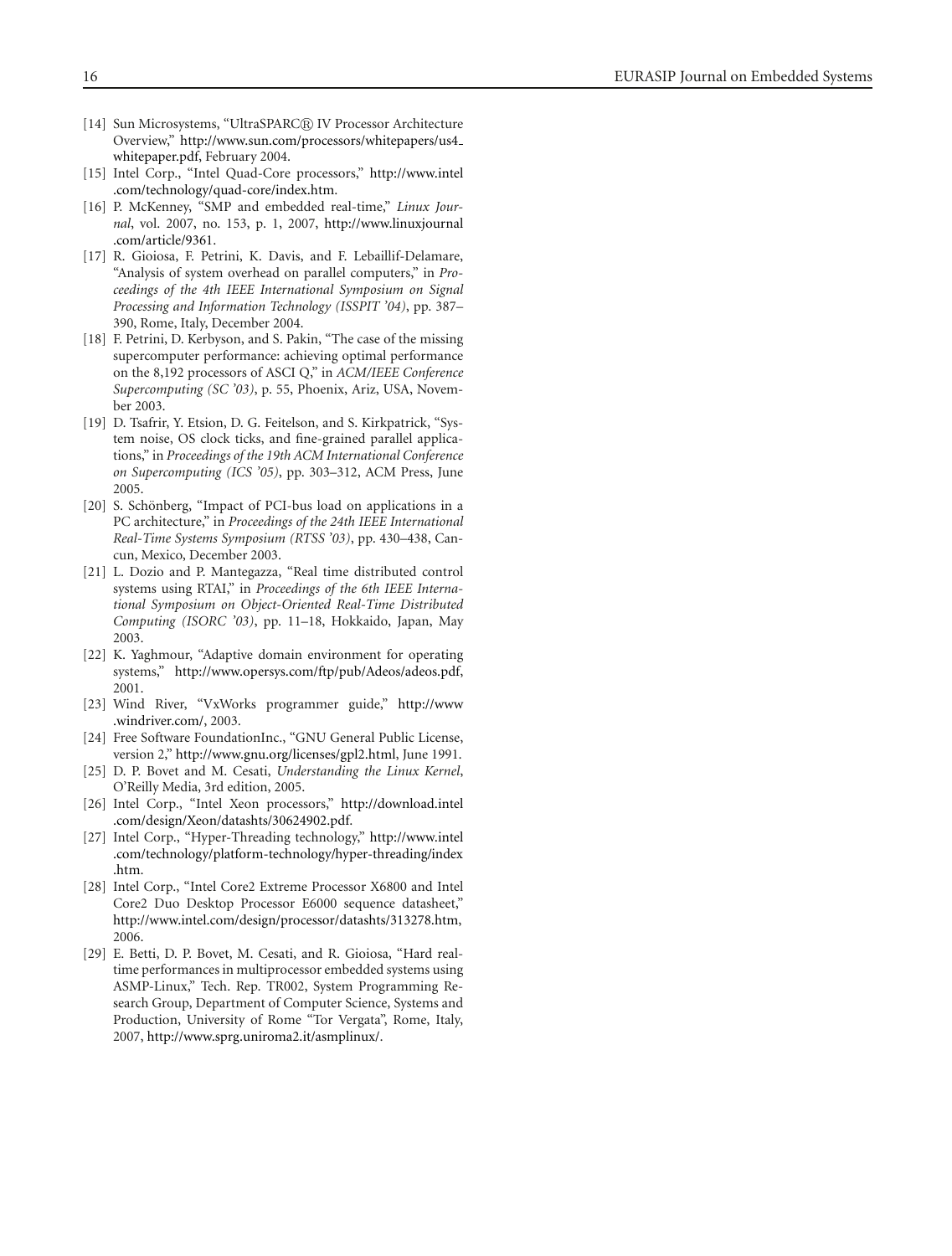[14] Sun Microsystems, "UltraSPARC® IV Processor Architecture Overview," http://www.sun.com/processors/whitepapers/us4_whitepaper.pdf, February 2004.

[15] Intel Corp., "Intel Quad-Core processors," http://www.intel.com/technology/quad-core/index.htm.

[16] P. McKenney, "SMP and embedded real-time," *Linux Journal*, vol. 2007, no. 153, p. 1, 2007, http://www.linuxjournal.com/article/9361.

[17] R. Gioiosa, F. Petrini, K. Davis, and F. Lebaillif-Delamare, "Analysis of system overhead on parallel computers," in *Proceedings of the 4th IEEE International Symposium on Signal Processing and Information Technology (ISSPIT '04)*, pp. 387–390, Rome, Italy, December 2004.

[18] F. Petrini, D. Kerbyson, and S. Pakin, "The case of the missing supercomputer performance: achieving optimal performance on the 8,192 processors of ASCI Q," in *ACM/IEEE Conference Supercomputing (SC '03)*, p. 55, Phoenix, Ariz, USA, November 2003.

[19] D. Tsafrir, Y. Etsion, D. G. Feitelson, and S. Kirkpatrick, "System noise, OS clock ticks, and fine-grained parallel applications," in *Proceedings of the 19th ACM International Conference on Supercomputing (ICS '05)*, pp. 303–312, ACM Press, June 2005.

[20] S. Schönberg, "Impact of PCI-bus load on applications in a PC architecture," in *Proceedings of the 24th IEEE International Real-Time Systems Symposium (RTSS '03)*, pp. 430–438, Cancun, Mexico, December 2003.

[21] L. Dozio and P. Mantegazza, "Real time distributed control systems using RTAI," in *Proceedings of the 6th IEEE International Symposium on Object-Oriented Real-Time Distributed Computing (ISORC '03)*, pp. 11–18, Hokkaido, Japan, May 2003.

[22] K. Yaghmour, "Adaptive domain environment for operating systems," http://www.opersys.com/ftp/pub/Adeos/adeos.pdf, 2001.

[23] Wind River, "VxWorks programmer guide," http://www.windriver.com/, 2003.

[24] Free Software FoundationInc., "GNU General Public License, version 2," http://www.gnu.org/licenses/gpl2.html, June 1991.

[25] D. P. Bovet and M. Cesati, *Understanding the Linux Kernel*, O'Reilly Media, 3rd edition, 2005.

[26] Intel Corp., "Intel Xeon processors," http://download.intel.com/design/Xeon/datashts/30624902.pdf.

[27] Intel Corp., "Hyper-Threading technology," http://www.intel.com/technology/platform-technology/hyper-threading/index.htm.

[28] Intel Corp., "Intel Core2 Extreme Processor X6800 and Intel Core2 Duo Desktop Processor E6000 sequence datasheet," http://www.intel.com/design/processor/datashts/313278.htm, 2006.

[29] E. Betti, D. P. Bovet, M. Cesati, and R. Gioiosa, "Hard real-time performances in multiprocessor embedded systems using ASMP-Linux," Tech. Rep. TR002, System Programming Research Group, Department of Computer Science, Systems and Production, University of Rome "Tor Vergata", Rome, Italy, 2007, http://www.sprg.uniroma2.it/asmplinux/.